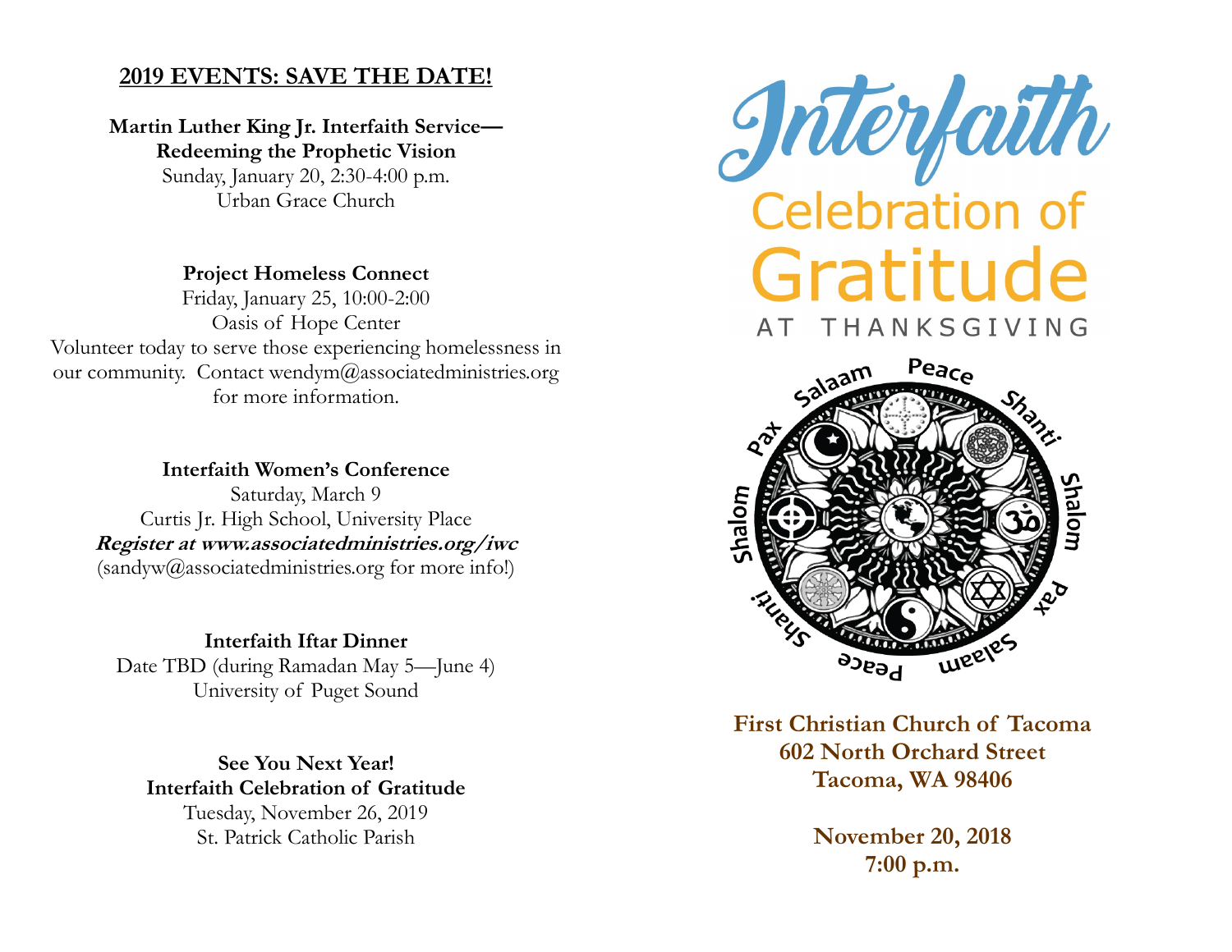## 2019 EVENTS: SAVE THE DATE!

**Martin Luther King Jr. Interfaith Service—
Redeeming the Prophetic Vision**
Sunday, January 20, 2:30-4:00 p.m.
Urban Grace Church

**Project Homeless Connect**
Friday, January 25, 10:00-2:00
Oasis of Hope Center
Volunteer today to serve those experiencing homelessness in our community. Contact wendym@associatedministries.org for more information.

**Interfaith Women's Conference**
Saturday, March 9
Curtis Jr. High School, University Place
***Register at www.associatedministries.org/iwc***
(sandyw@associatedministries.org for more info!)

**Interfaith Iftar Dinner**
Date TBD (during Ramadan May 5—June 4)
University of Puget Sound

**See You Next Year!
Interfaith Celebration of Gratitude**
Tuesday, November 26, 2019
St. Patrick Catholic Parish

# Interfaith
## Celebration of Gratitude
### AT THANKSGIVING

Salaam · Peace · Shanti · Shalom · Pax · Salaam · Peace · Shanti · Shalom · Pax

**First Christian Church of Tacoma
602 North Orchard Street
Tacoma, WA 98406**

**November 20, 2018
7:00 p.m.**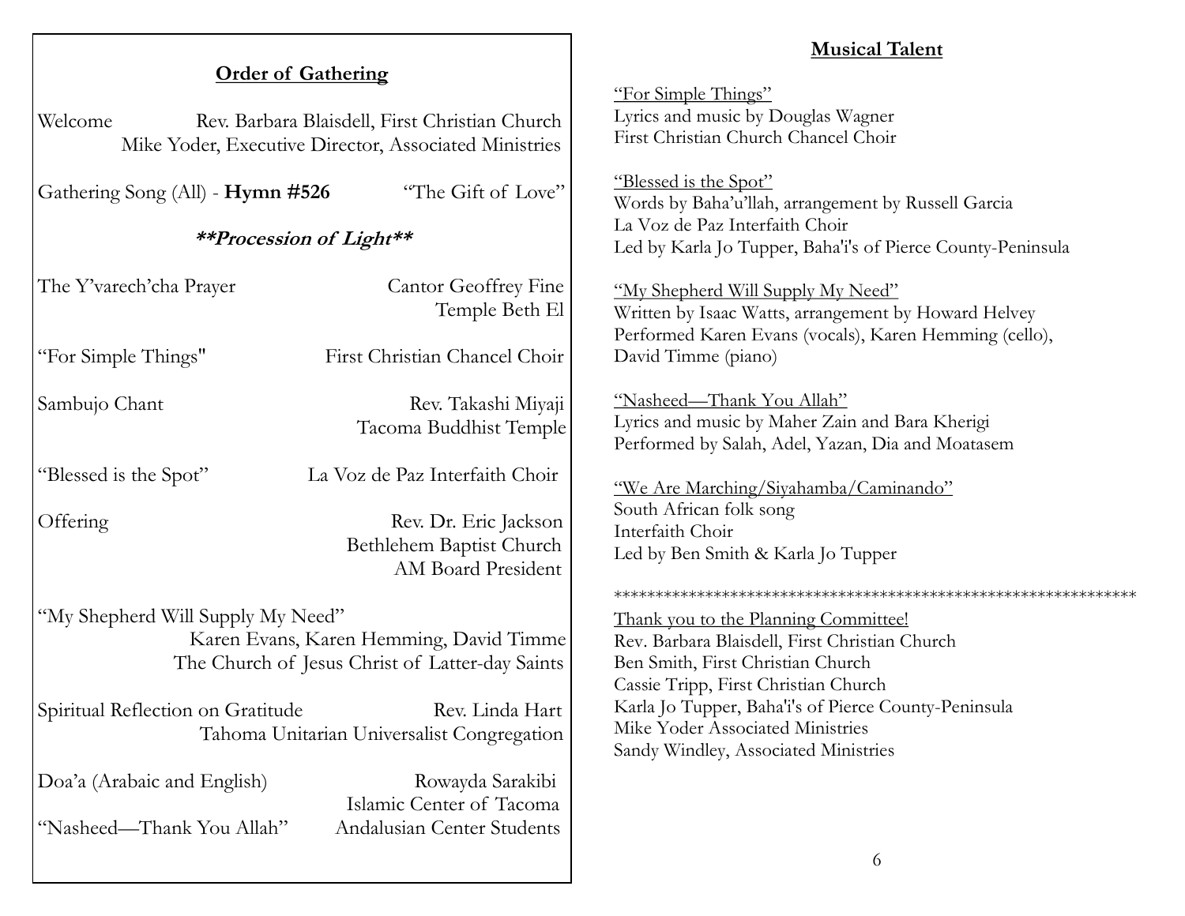## Order of Gathering

Welcome — Rev. Barbara Blaisdell, First Christian Church
Mike Yoder, Executive Director, Associated Ministries

Gathering Song (All) - **Hymn #526** — "The Gift of Love"

### ***\*\*Procession of Light\*\****

The Y'varech'cha Prayer — Cantor Geoffrey Fine
Temple Beth El

"For Simple Things" — First Christian Chancel Choir

Sambujo Chant — Rev. Takashi Miyaji
Tacoma Buddhist Temple

"Blessed is the Spot" — La Voz de Paz Interfaith Choir

Offering — Rev. Dr. Eric Jackson
Bethlehem Baptist Church
AM Board President

"My Shepherd Will Supply My Need"
Karen Evans, Karen Hemming, David Timme
The Church of Jesus Christ of Latter-day Saints

Spiritual Reflection on Gratitude — Rev. Linda Hart
Tahoma Unitarian Universalist Congregation

Doa'a (Arabaic and English) — Rowayda Sarakibi
Islamic Center of Tacoma

"Nasheed—Thank You Allah" — Andalusian Center Students

## Musical Talent

"For Simple Things"
Lyrics and music by Douglas Wagner
First Christian Church Chancel Choir

"Blessed is the Spot"
Words by Baha'u'llah, arrangement by Russell Garcia
La Voz de Paz Interfaith Choir
Led by Karla Jo Tupper, Baha'i's of Pierce County-Peninsula

"My Shepherd Will Supply My Need"
Written by Isaac Watts, arrangement by Howard Helvey
Performed Karen Evans (vocals), Karen Hemming (cello), David Timme (piano)

"Nasheed—Thank You Allah"
Lyrics and music by Maher Zain and Bara Kherigi
Performed by Salah, Adel, Yazan, Dia and Moatasem

"We Are Marching/Siyahamba/Caminando"
South African folk song
Interfaith Choir
Led by Ben Smith & Karla Jo Tupper

\*\*\*\*\*\*\*\*\*\*\*\*\*\*\*\*\*\*\*\*\*\*\*\*\*\*\*\*\*\*\*\*\*\*\*\*\*\*\*\*\*\*\*\*\*\*\*\*\*\*\*\*\*\*\*\*\*\*\*\*\*\*

Thank you to the Planning Committee!
Rev. Barbara Blaisdell, First Christian Church
Ben Smith, First Christian Church
Cassie Tripp, First Christian Church
Karla Jo Tupper, Baha'i's of Pierce County-Peninsula
Mike Yoder Associated Ministries
Sandy Windley, Associated Ministries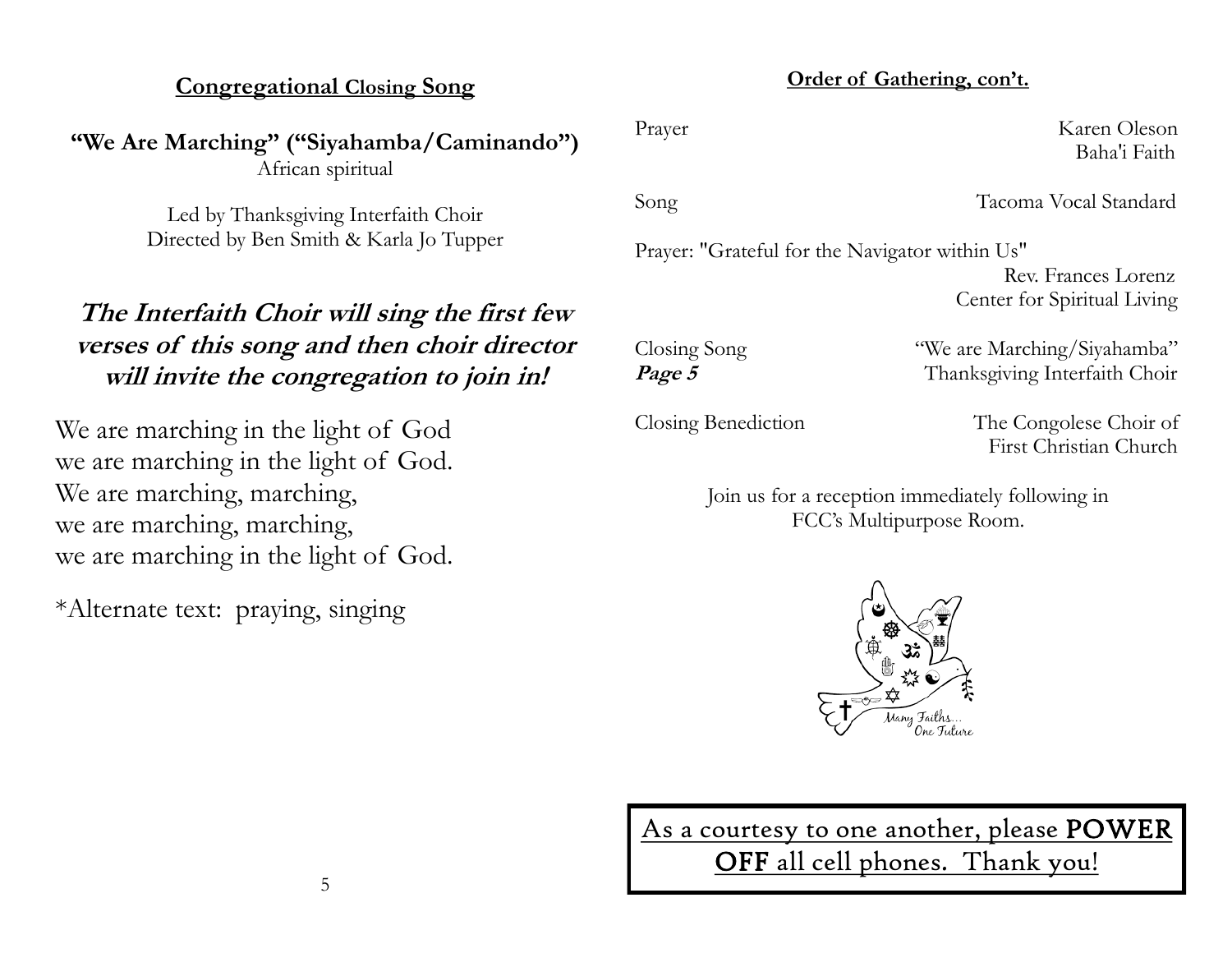## Congregational Closing Song

**"We Are Marching" ("Siyahamba/Caminando")**
African spiritual

Led by Thanksgiving Interfaith Choir
Directed by Ben Smith & Karla Jo Tupper

***The Interfaith Choir will sing the first few verses of this song and then choir director will invite the congregation to join in!***

We are marching in the light of God
we are marching in the light of God.
We are marching, marching,
we are marching, marching,
we are marching in the light of God.

*Alternate text: praying, singing

## Order of Gathering, con't.

Prayer — Karen Oleson, Baha'i Faith

Song — Tacoma Vocal Standard

Prayer: "Grateful for the Navigator within Us" — Rev. Frances Lorenz, Center for Spiritual Living

Closing Song *Page 5* — "We are Marching/Siyahamba" Thanksgiving Interfaith Choir

Closing Benediction — The Congolese Choir of First Christian Church

Join us for a reception immediately following in FCC's Multipurpose Room.

Many Faiths... One Future

As a courtesy to one another, please **POWER OFF** all cell phones. Thank you!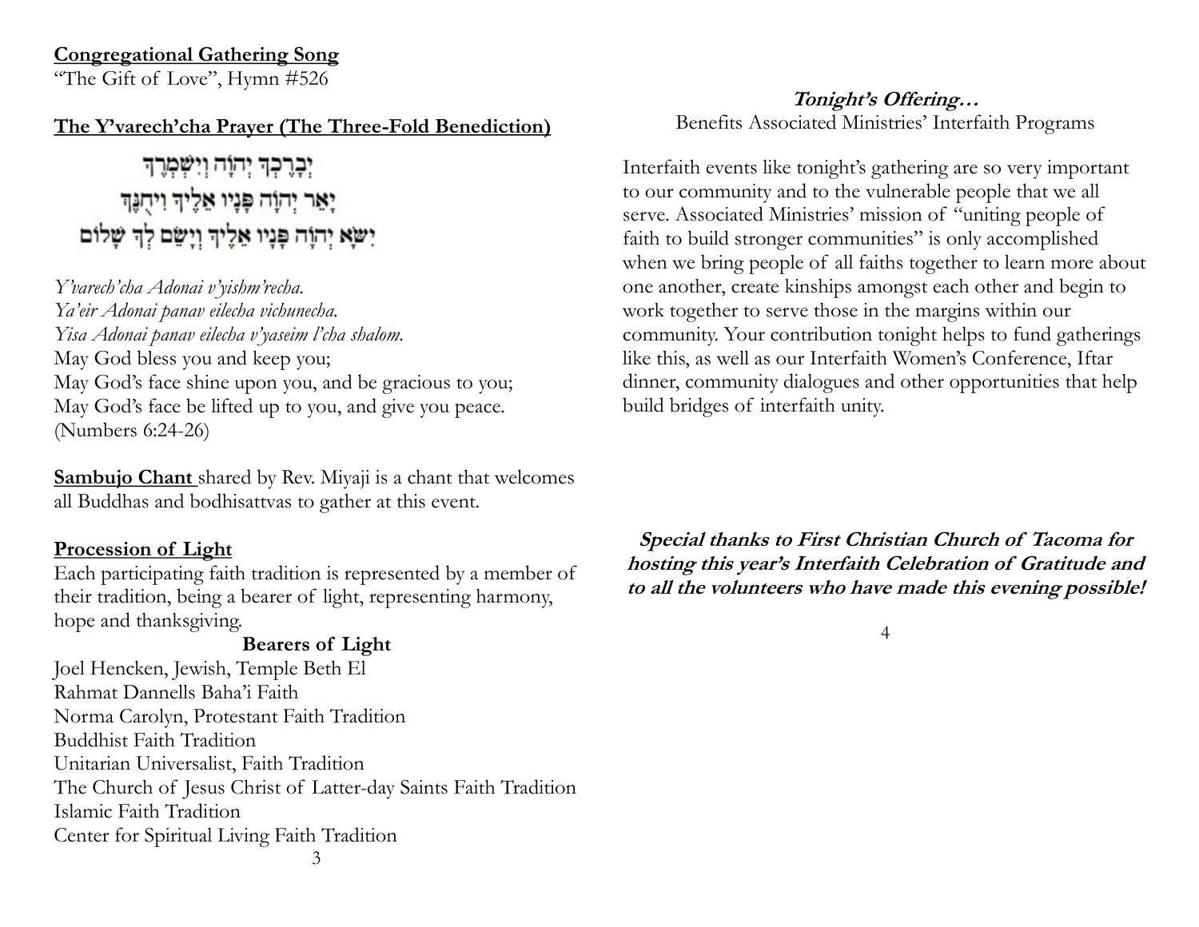**Congregational Gathering Song**
"The Gift of Love", Hymn #526

**The Y'varech'cha Prayer (The Three-Fold Benediction)**

יְבָרֶכְךָ יְהוָה וְיִשְׁמְרֶךָ
יָאֵר יְהוָה פָּנָיו אֵלֶיךָ וִיחֻנֶּךָּ
יִשָּׂא יְהוָה פָּנָיו אֵלֶיךָ וְיָשֵׂם לְךָ שָׁלוֹם

*Y'varech'cha Adonai v'yishm'recha.*
*Ya'eir Adonai panav eilecha vichunecha.*
*Yisa Adonai panav eilecha v'yaseim l'cha shalom.*
May God bless you and keep you;
May God's face shine upon you, and be gracious to you;
May God's face be lifted up to you, and give you peace.
(Numbers 6:24-26)

**Sambujo Chant** shared by Rev. Miyaji is a chant that welcomes all Buddhas and bodhisattvas to gather at this event.

**Procession of Light**
Each participating faith tradition is represented by a member of their tradition, being a bearer of light, representing harmony, hope and thanksgiving.

**Bearers of Light**

Joel Hencken, Jewish, Temple Beth El
Rahmat Dannells Baha'i Faith
Norma Carolyn, Protestant Faith Tradition
Buddhist Faith Tradition
Unitarian Universalist, Faith Tradition
The Church of Jesus Christ of Latter-day Saints Faith Tradition
Islamic Faith Tradition
Center for Spiritual Living Faith Tradition

***Tonight's Offering…***
Benefits Associated Ministries' Interfaith Programs

Interfaith events like tonight's gathering are so very important to our community and to the vulnerable people that we all serve. Associated Ministries' mission of "uniting people of faith to build stronger communities" is only accomplished when we bring people of all faiths together to learn more about one another, create kinships amongst each other and begin to work together to serve those in the margins within our community. Your contribution tonight helps to fund gatherings like this, as well as our Interfaith Women's Conference, Iftar dinner, community dialogues and other opportunities that help build bridges of interfaith unity.

***Special thanks to First Christian Church of Tacoma for hosting this year's Interfaith Celebration of Gratitude and to all the volunteers who have made this evening possible!***